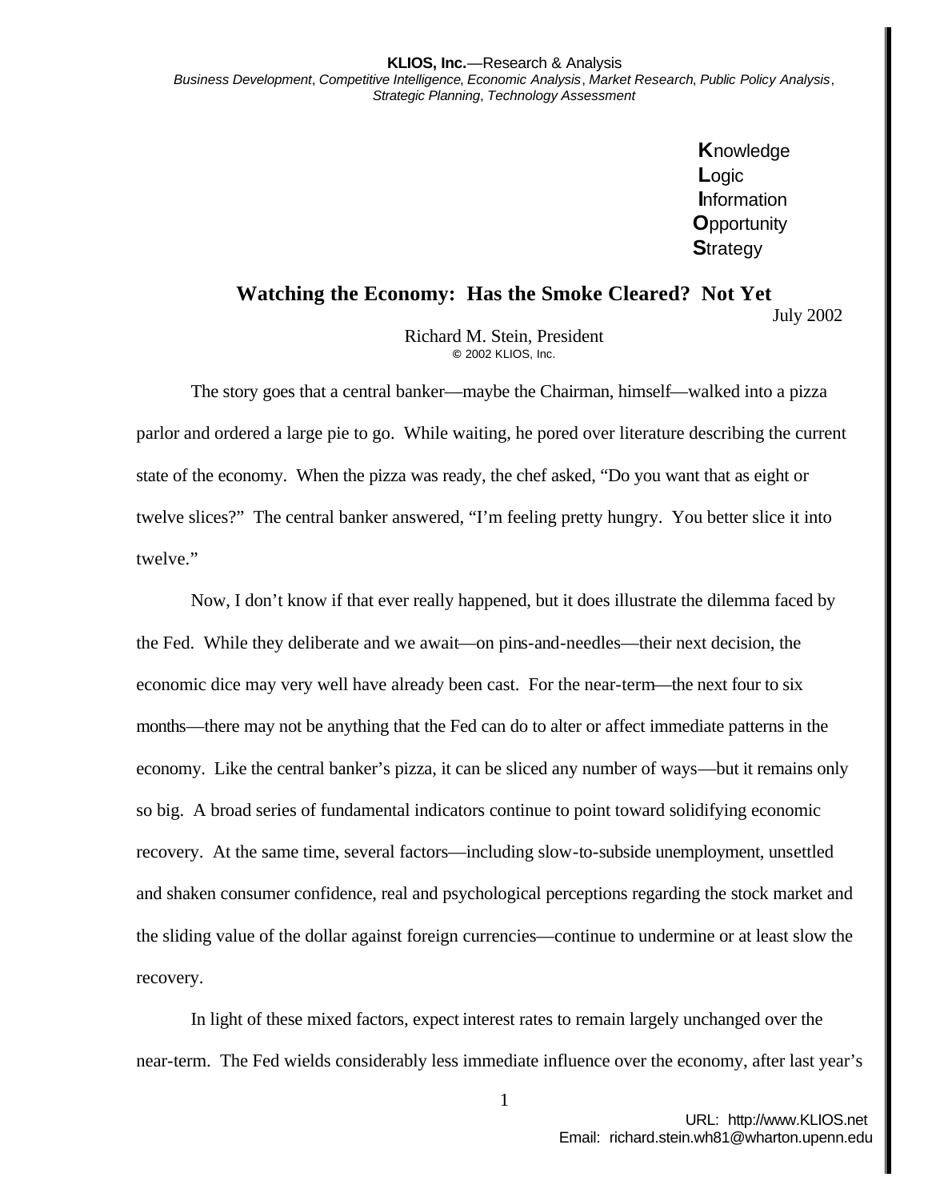**KLIOS, Inc.**—Research & Analysis
*Business Development*, *Competitive Intelligence*, *Economic Analysis*, *Market Research*, *Public Policy Analysis*, *Strategic Planning*, *Technology Assessment*

**K**nowledge
**L**ogic
**I**nformation
**O**pportunity
**S**trategy

# Watching the Economy: Has the Smoke Cleared? Not Yet

July 2002

Richard M. Stein, President
© 2002 KLIOS, Inc.

The story goes that a central banker—maybe the Chairman, himself—walked into a pizza parlor and ordered a large pie to go. While waiting, he pored over literature describing the current state of the economy. When the pizza was ready, the chef asked, "Do you want that as eight or twelve slices?" The central banker answered, "I'm feeling pretty hungry. You better slice it into twelve."

Now, I don't know if that ever really happened, but it does illustrate the dilemma faced by the Fed. While they deliberate and we await—on pins-and-needles—their next decision, the economic dice may very well have already been cast. For the near-term—the next four to six months—there may not be anything that the Fed can do to alter or affect immediate patterns in the economy. Like the central banker's pizza, it can be sliced any number of ways—but it remains only so big. A broad series of fundamental indicators continue to point toward solidifying economic recovery. At the same time, several factors—including slow-to-subside unemployment, unsettled and shaken consumer confidence, real and psychological perceptions regarding the stock market and the sliding value of the dollar against foreign currencies—continue to undermine or at least slow the recovery.

In light of these mixed factors, expect interest rates to remain largely unchanged over the near-term. The Fed wields considerably less immediate influence over the economy, after last year's

URL: http://www.KLIOS.net
Email: richard.stein.wh81@wharton.upenn.edu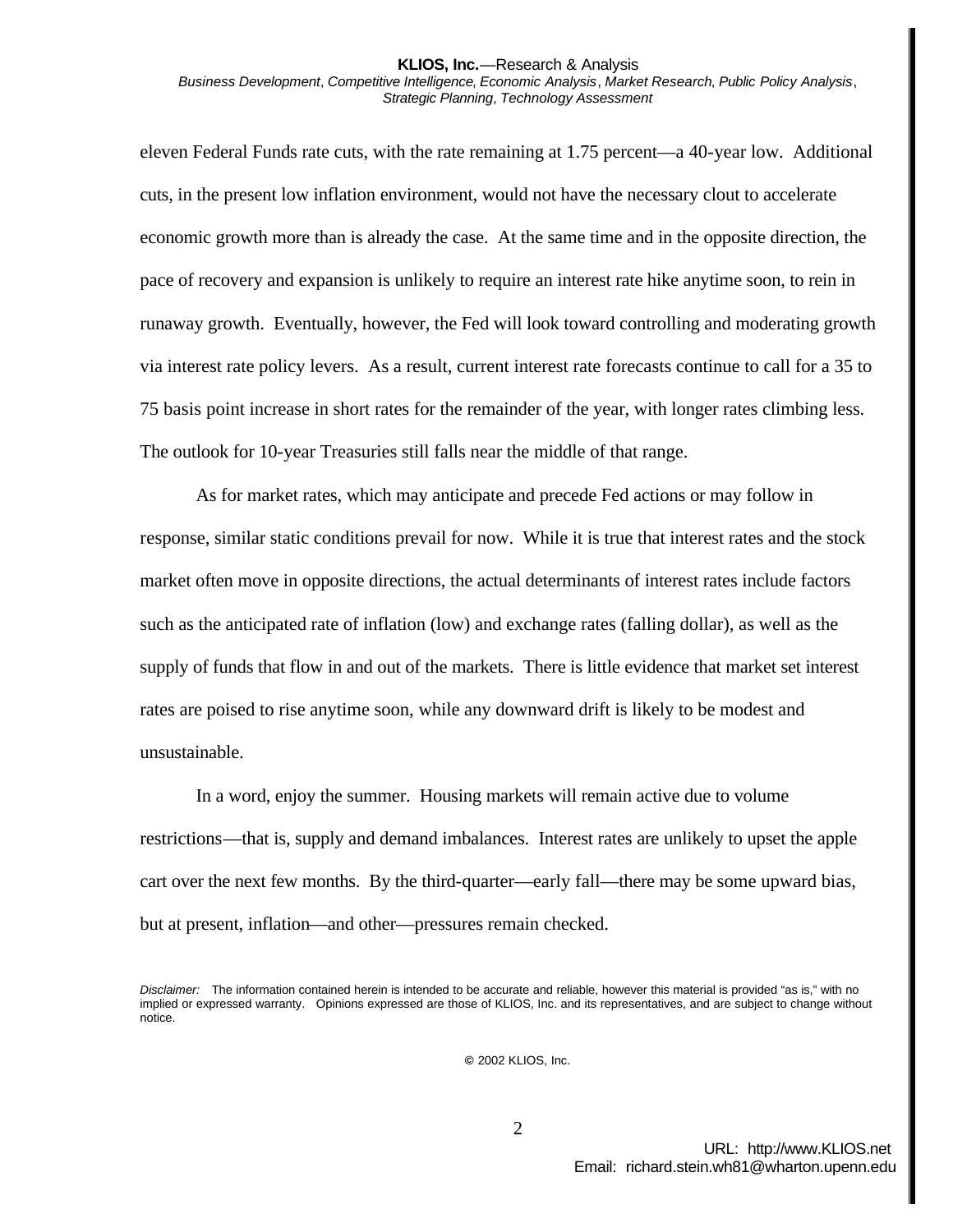eleven Federal Funds rate cuts, with the rate remaining at 1.75 percent—a 40-year low. Additional cuts, in the present low inflation environment, would not have the necessary clout to accelerate economic growth more than is already the case. At the same time and in the opposite direction, the pace of recovery and expansion is unlikely to require an interest rate hike anytime soon, to rein in runaway growth. Eventually, however, the Fed will look toward controlling and moderating growth via interest rate policy levers. As a result, current interest rate forecasts continue to call for a 35 to 75 basis point increase in short rates for the remainder of the year, with longer rates climbing less. The outlook for 10-year Treasuries still falls near the middle of that range.

As for market rates, which may anticipate and precede Fed actions or may follow in response, similar static conditions prevail for now. While it is true that interest rates and the stock market often move in opposite directions, the actual determinants of interest rates include factors such as the anticipated rate of inflation (low) and exchange rates (falling dollar), as well as the supply of funds that flow in and out of the markets. There is little evidence that market set interest rates are poised to rise anytime soon, while any downward drift is likely to be modest and unsustainable.

In a word, enjoy the summer. Housing markets will remain active due to volume restrictions—that is, supply and demand imbalances. Interest rates are unlikely to upset the apple cart over the next few months. By the third-quarter—early fall—there may be some upward bias, but at present, inflation—and other—pressures remain checked.

*Disclaimer:* The information contained herein is intended to be accurate and reliable, however this material is provided "as is," with no implied or expressed warranty. Opinions expressed are those of KLIOS, Inc. and its representatives, and are subject to change without notice.

© 2002 KLIOS, Inc.